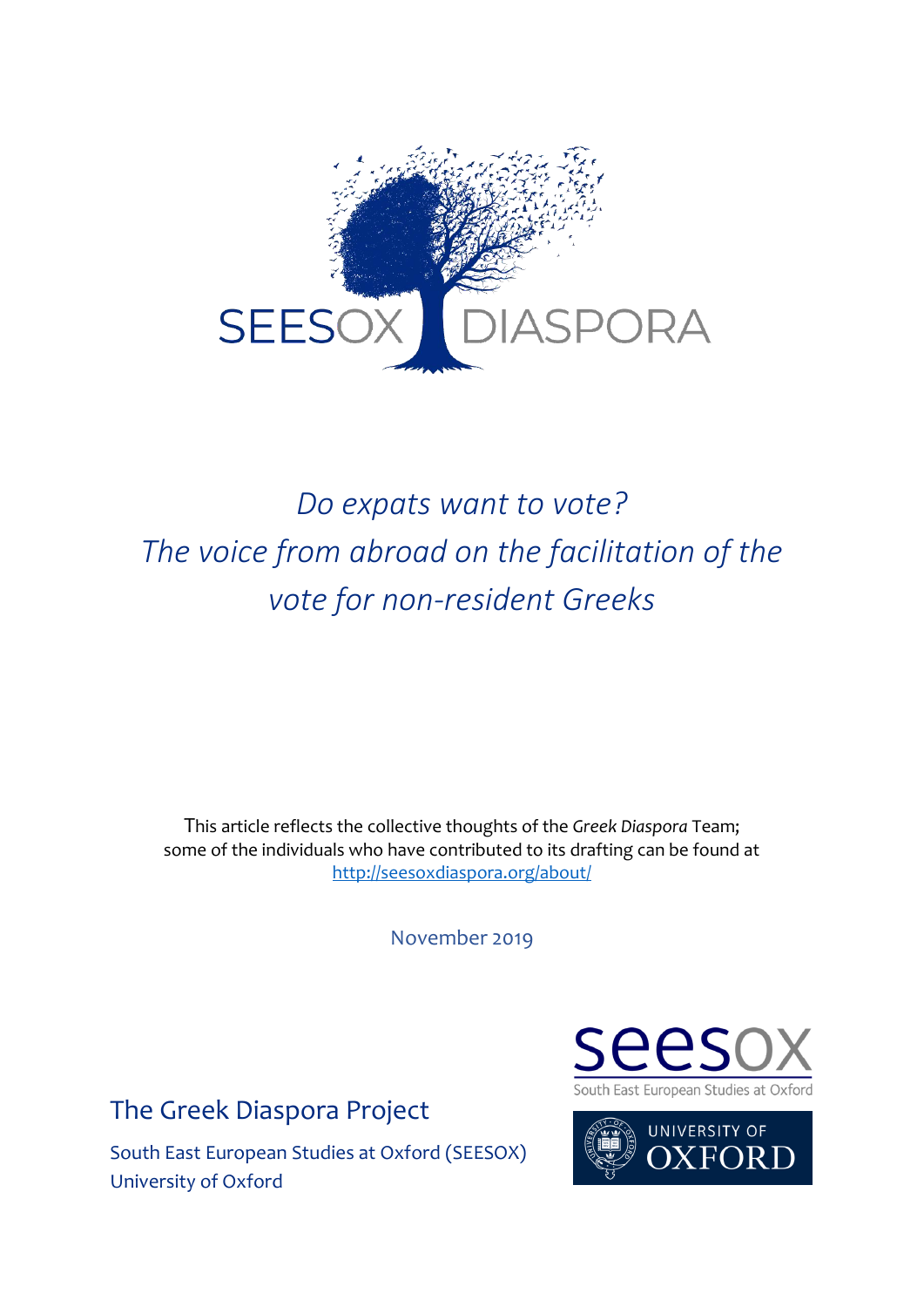SEESOX DIASPORA

# *Do expats want to vote? The voice from abroad on the facilitation of the vote for non-resident Greeks*

This article reflects the collective thoughts of the *Greek Diaspora* Team; some of the individuals who have contributed to its drafting can be found at http://seesoxdiaspora.org/about/

November 2019

The Greek Diaspora Project

South East European Studies at Oxford (SEESOX)
University of Oxford

seesox
South East European Studies at Oxford

UNIVERSITY OF OXFORD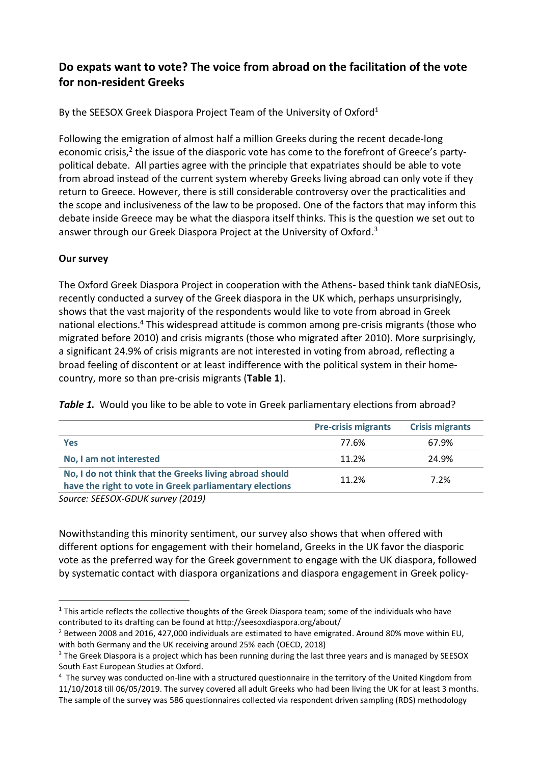## Do expats want to vote? The voice from abroad on the facilitation of the vote for non-resident Greeks

By the SEESOX Greek Diaspora Project Team of the University of Oxford[1]

Following the emigration of almost half a million Greeks during the recent decade-long economic crisis,[2] the issue of the diasporic vote has come to the forefront of Greece's party-political debate. All parties agree with the principle that expatriates should be able to vote from abroad instead of the current system whereby Greeks living abroad can only vote if they return to Greece. However, there is still considerable controversy over the practicalities and the scope and inclusiveness of the law to be proposed. One of the factors that may inform this debate inside Greece may be what the diaspora itself thinks. This is the question we set out to answer through our Greek Diaspora Project at the University of Oxford.[3]

**Our survey**

The Oxford Greek Diaspora Project in cooperation with the Athens- based think tank diaNEOsis, recently conducted a survey of the Greek diaspora in the UK which, perhaps unsurprisingly, shows that the vast majority of the respondents would like to vote from abroad in Greek national elections.[4] This widespread attitude is common among pre-crisis migrants (those who migrated before 2010) and crisis migrants (those who migrated after 2010). More surprisingly, a significant 24.9% of crisis migrants are not interested in voting from abroad, reflecting a broad feeling of discontent or at least indifference with the political system in their home-country, more so than pre-crisis migrants (**Table 1**).

***Table 1.*** Would you like to be able to vote in Greek parliamentary elections from abroad?

| | Pre-crisis migrants | Crisis migrants |
|---|---|---|
| Yes | 77.6% | 67.9% |
| No, I am not interested | 11.2% | 24.9% |
| No, I do not think that the Greeks living abroad should have the right to vote in Greek parliamentary elections | 11.2% | 7.2% |

*Source: SEESOX-GDUK survey (2019)*

Nowithstanding this minority sentiment, our survey also shows that when offered with different options for engagement with their homeland, Greeks in the UK favor the diasporic vote as the preferred way for the Greek government to engage with the UK diaspora, followed by systematic contact with diaspora organizations and diaspora engagement in Greek policy-

---

[1] This article reflects the collective thoughts of the Greek Diaspora team; some of the individuals who have contributed to its drafting can be found at http://seesoxdiaspora.org/about/

[2] Between 2008 and 2016, 427,000 individuals are estimated to have emigrated. Around 80% move within EU, with both Germany and the UK receiving around 25% each (OECD, 2018)

[3] The Greek Diaspora is a project which has been running during the last three years and is managed by SEESOX South East European Studies at Oxford.

[4] The survey was conducted on-line with a structured questionnaire in the territory of the United Kingdom from 11/10/2018 till 06/05/2019. The survey covered all adult Greeks who had been living the UK for at least 3 months. The sample of the survey was 586 questionnaires collected via respondent driven sampling (RDS) methodology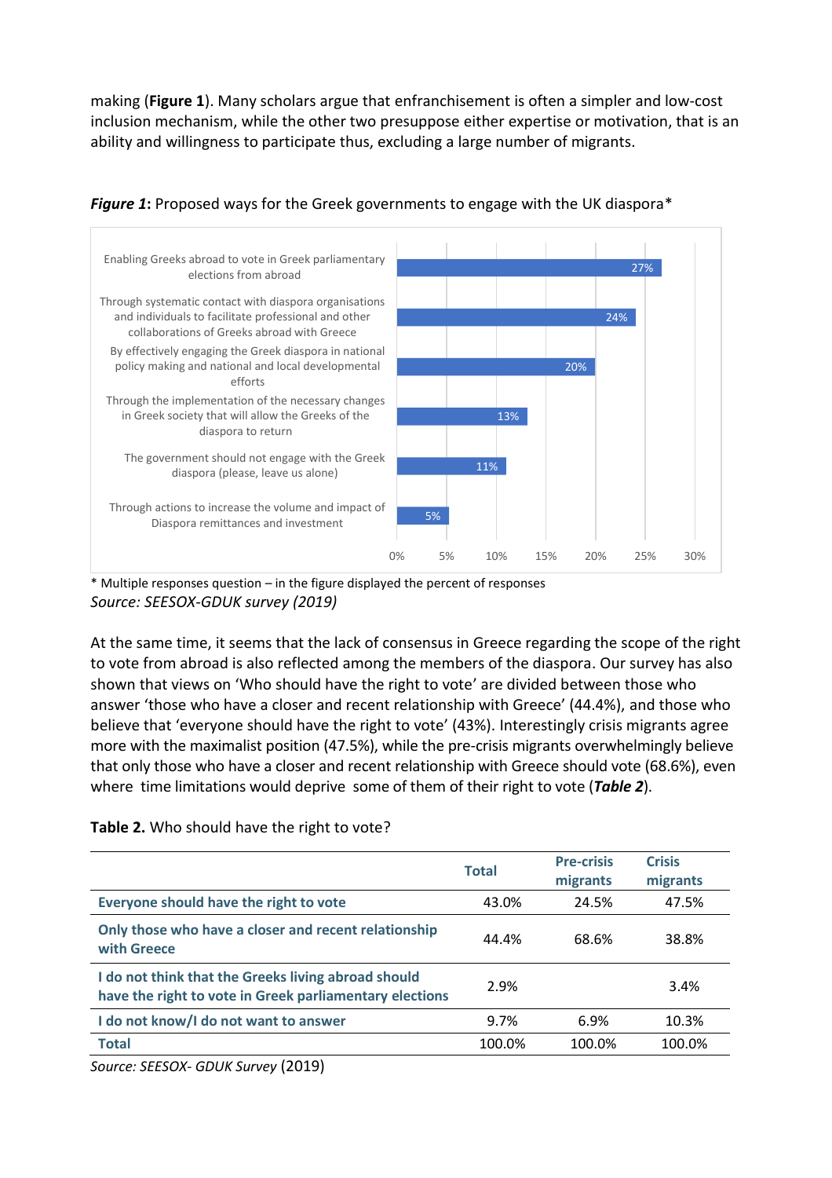making (**Figure 1**). Many scholars argue that enfranchisement is often a simpler and low-cost inclusion mechanism, while the other two presuppose either expertise or motivation, that is an ability and willingness to participate thus, excluding a large number of migrants.

***Figure 1*****:** Proposed ways for the Greek governments to engage with the UK diaspora*

Enabling Greeks abroad to vote in Greek parliamentary elections from abroad 27%

Through systematic contact with diaspora organisations and individuals to facilitate professional and other collaborations of Greeks abroad with Greece 24%

By effectively engaging the Greek diaspora in national policy making and national and local developmental efforts 20%

Through the implementation of the necessary changes in Greek society that will allow the Greeks of the diaspora to return 13%

The government should not engage with the Greek diaspora (please, leave us alone) 11%

Through actions to increase the volume and impact of Diaspora remittances and investment 5%

0% 5% 10% 15% 20% 25% 30%

\* Multiple responses question – in the figure displayed the percent of responses

*Source: SEESOX-GDUK survey (2019)*

At the same time, it seems that the lack of consensus in Greece regarding the scope of the right to vote from abroad is also reflected among the members of the diaspora. Our survey has also shown that views on 'Who should have the right to vote' are divided between those who answer 'those who have a closer and recent relationship with Greece' (44.4%), and those who believe that 'everyone should have the right to vote' (43%). Interestingly crisis migrants agree more with the maximalist position (47.5%), while the pre-crisis migrants overwhelmingly believe that only those who have a closer and recent relationship with Greece should vote (68.6%), even where time limitations would deprive some of them of their right to vote (***Table 2***).

**Table 2.** Who should have the right to vote?

| | Total | Pre-crisis migrants | Crisis migrants |
|---|---|---|---|
| Everyone should have the right to vote | 43.0% | 24.5% | 47.5% |
| Only those who have a closer and recent relationship with Greece | 44.4% | 68.6% | 38.8% |
| I do not think that the Greeks living abroad should have the right to vote in Greek parliamentary elections | 2.9% | | 3.4% |
| I do not know/I do not want to answer | 9.7% | 6.9% | 10.3% |
| Total | 100.0% | 100.0% | 100.0% |

*Source: SEESOX- GDUK Survey* (2019)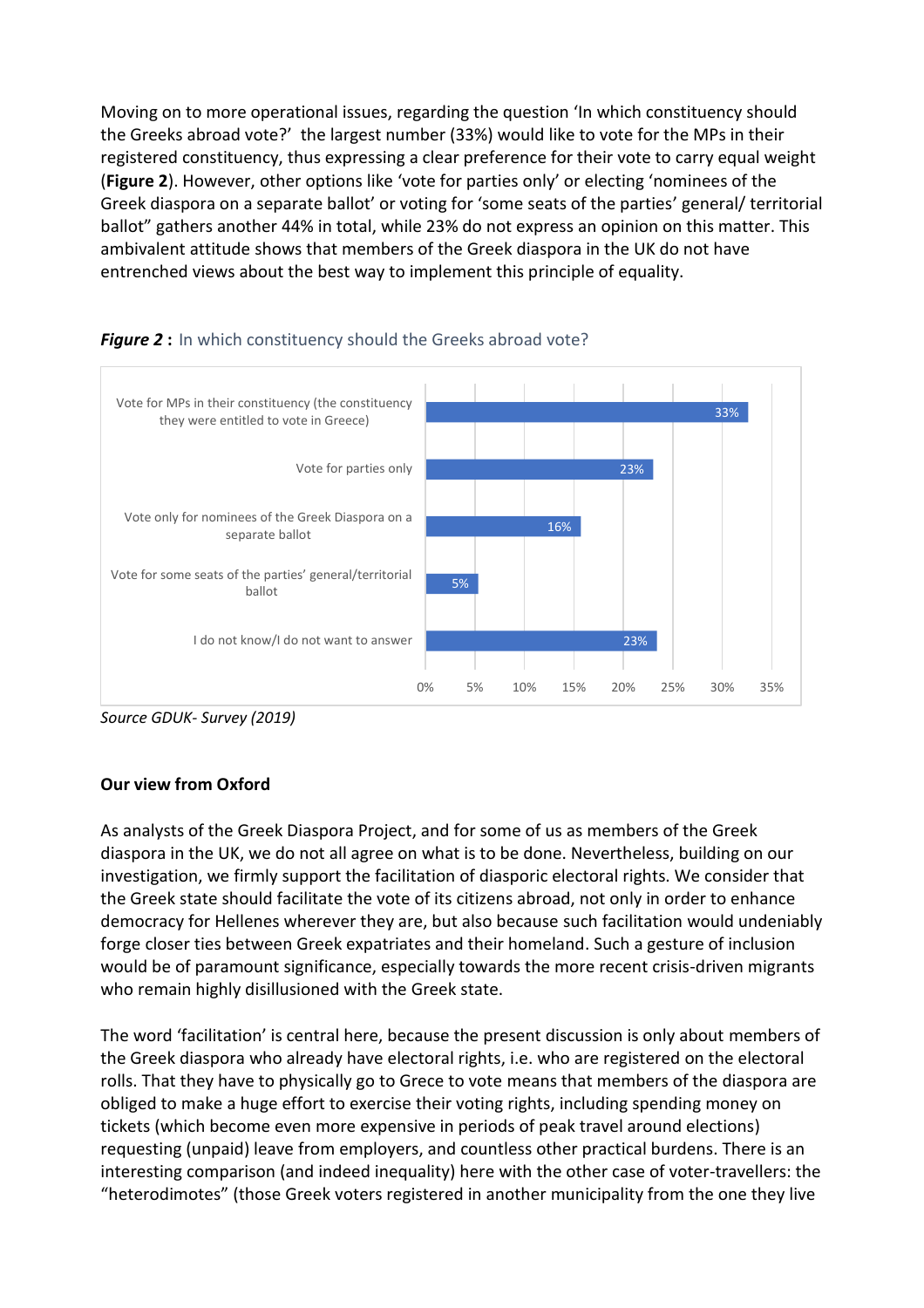Moving on to more operational issues, regarding the question 'In which constituency should the Greeks abroad vote?' the largest number (33%) would like to vote for the MPs in their registered constituency, thus expressing a clear preference for their vote to carry equal weight (**Figure 2**). However, other options like 'vote for parties only' or electing 'nominees of the Greek diaspora on a separate ballot' or voting for 'some seats of the parties' general/ territorial ballot" gathers another 44% in total, while 23% do not express an opinion on this matter. This ambivalent attitude shows that members of the Greek diaspora in the UK do not have entrenched views about the best way to implement this principle of equality.

***Figure 2*** **:** In which constituency should the Greeks abroad vote?

Vote for MPs in their constituency (the constituency they were entitled to vote in Greece) 33%

Vote for parties only 23%

Vote only for nominees of the Greek Diaspora on a separate ballot 16%

Vote for some seats of the parties' general/territorial ballot 5%

I do not know/I do not want to answer 23%

0% 5% 10% 15% 20% 25% 30% 35%

*Source GDUK- Survey (2019)*

**Our view from Oxford**

As analysts of the Greek Diaspora Project, and for some of us as members of the Greek diaspora in the UK, we do not all agree on what is to be done. Nevertheless, building on our investigation, we firmly support the facilitation of diasporic electoral rights. We consider that the Greek state should facilitate the vote of its citizens abroad, not only in order to enhance democracy for Hellenes wherever they are, but also because such facilitation would undeniably forge closer ties between Greek expatriates and their homeland. Such a gesture of inclusion would be of paramount significance, especially towards the more recent crisis-driven migrants who remain highly disillusioned with the Greek state.

The word 'facilitation' is central here, because the present discussion is only about members of the Greek diaspora who already have electoral rights, i.e. who are registered on the electoral rolls. That they have to physically go to Grece to vote means that members of the diaspora are obliged to make a huge effort to exercise their voting rights, including spending money on tickets (which become even more expensive in periods of peak travel around elections) requesting (unpaid) leave from employers, and countless other practical burdens. There is an interesting comparison (and indeed inequality) here with the other case of voter-travellers: the "heterodimotes" (those Greek voters registered in another municipality from the one they live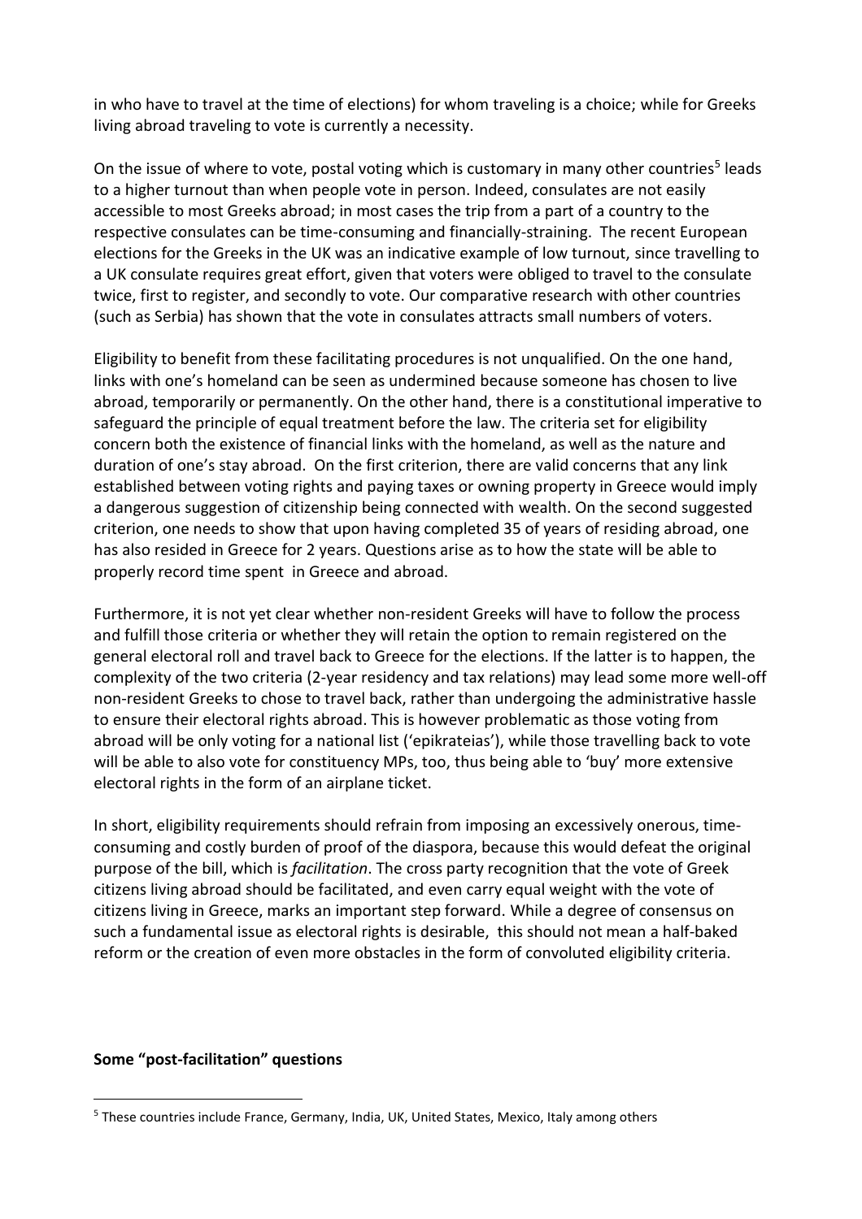in who have to travel at the time of elections) for whom traveling is a choice; while for Greeks living abroad traveling to vote is currently a necessity.

On the issue of where to vote, postal voting which is customary in many other countries[5] leads to a higher turnout than when people vote in person. Indeed, consulates are not easily accessible to most Greeks abroad; in most cases the trip from a part of a country to the respective consulates can be time-consuming and financially-straining. The recent European elections for the Greeks in the UK was an indicative example of low turnout, since travelling to a UK consulate requires great effort, given that voters were obliged to travel to the consulate twice, first to register, and secondly to vote. Our comparative research with other countries (such as Serbia) has shown that the vote in consulates attracts small numbers of voters.

Eligibility to benefit from these facilitating procedures is not unqualified. On the one hand, links with one's homeland can be seen as undermined because someone has chosen to live abroad, temporarily or permanently. On the other hand, there is a constitutional imperative to safeguard the principle of equal treatment before the law. The criteria set for eligibility concern both the existence of financial links with the homeland, as well as the nature and duration of one's stay abroad. On the first criterion, there are valid concerns that any link established between voting rights and paying taxes or owning property in Greece would imply a dangerous suggestion of citizenship being connected with wealth. On the second suggested criterion, one needs to show that upon having completed 35 of years of residing abroad, one has also resided in Greece for 2 years. Questions arise as to how the state will be able to properly record time spent in Greece and abroad.

Furthermore, it is not yet clear whether non-resident Greeks will have to follow the process and fulfill those criteria or whether they will retain the option to remain registered on the general electoral roll and travel back to Greece for the elections. If the latter is to happen, the complexity of the two criteria (2-year residency and tax relations) may lead some more well-off non-resident Greeks to chose to travel back, rather than undergoing the administrative hassle to ensure their electoral rights abroad. This is however problematic as those voting from abroad will be only voting for a national list ('epikrateias'), while those travelling back to vote will be able to also vote for constituency MPs, too, thus being able to 'buy' more extensive electoral rights in the form of an airplane ticket.

In short, eligibility requirements should refrain from imposing an excessively onerous, time-consuming and costly burden of proof of the diaspora, because this would defeat the original purpose of the bill, which is *facilitation*. The cross party recognition that the vote of Greek citizens living abroad should be facilitated, and even carry equal weight with the vote of citizens living in Greece, marks an important step forward. While a degree of consensus on such a fundamental issue as electoral rights is desirable, this should not mean a half-baked reform or the creation of even more obstacles in the form of convoluted eligibility criteria.

**Some "post-facilitation" questions**

---

[5] These countries include France, Germany, India, UK, United States, Mexico, Italy among others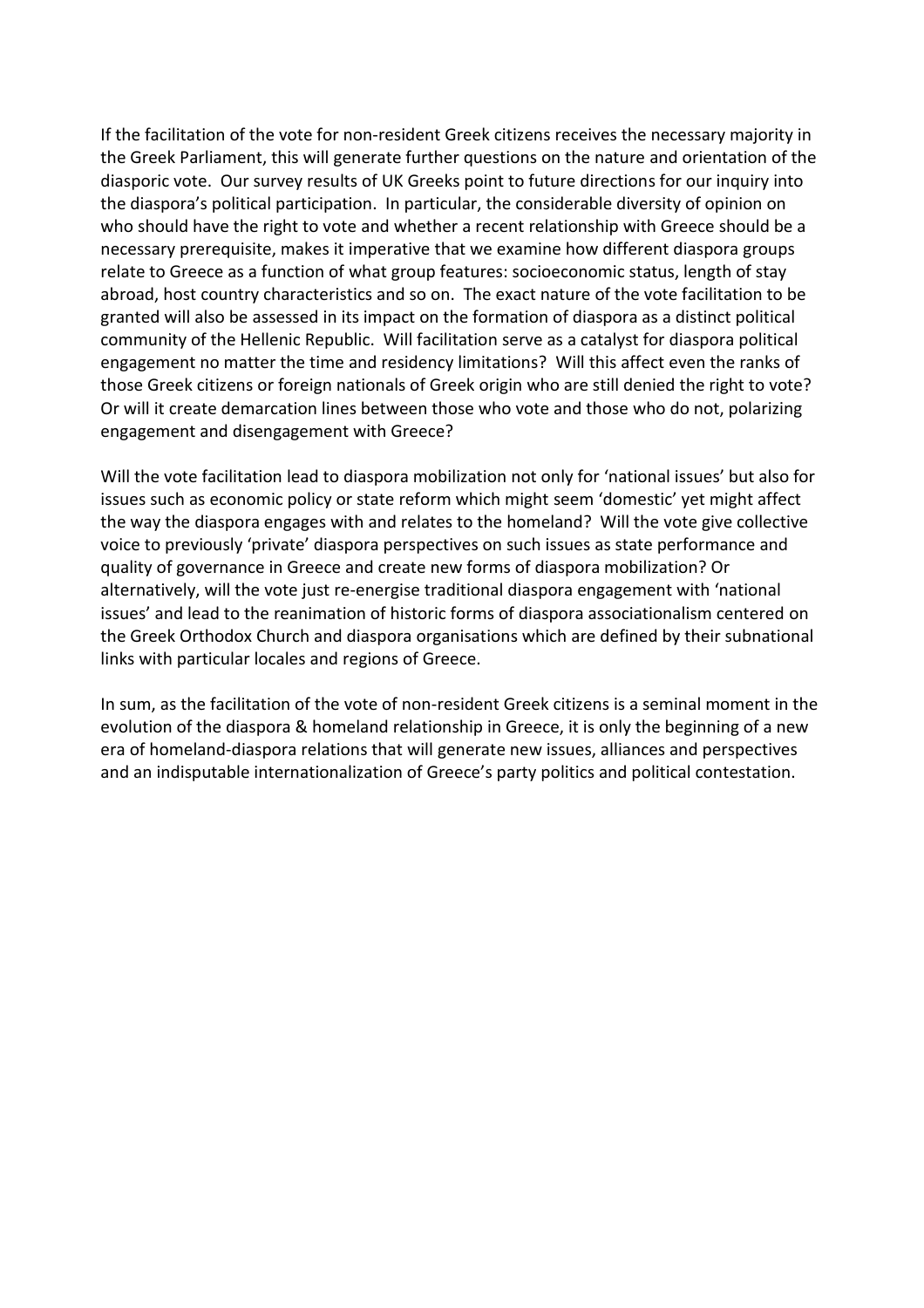If the facilitation of the vote for non-resident Greek citizens receives the necessary majority in the Greek Parliament, this will generate further questions on the nature and orientation of the diasporic vote. Our survey results of UK Greeks point to future directions for our inquiry into the diaspora's political participation. In particular, the considerable diversity of opinion on who should have the right to vote and whether a recent relationship with Greece should be a necessary prerequisite, makes it imperative that we examine how different diaspora groups relate to Greece as a function of what group features: socioeconomic status, length of stay abroad, host country characteristics and so on. The exact nature of the vote facilitation to be granted will also be assessed in its impact on the formation of diaspora as a distinct political community of the Hellenic Republic. Will facilitation serve as a catalyst for diaspora political engagement no matter the time and residency limitations? Will this affect even the ranks of those Greek citizens or foreign nationals of Greek origin who are still denied the right to vote? Or will it create demarcation lines between those who vote and those who do not, polarizing engagement and disengagement with Greece?

Will the vote facilitation lead to diaspora mobilization not only for 'national issues' but also for issues such as economic policy or state reform which might seem 'domestic' yet might affect the way the diaspora engages with and relates to the homeland? Will the vote give collective voice to previously 'private' diaspora perspectives on such issues as state performance and quality of governance in Greece and create new forms of diaspora mobilization? Or alternatively, will the vote just re-energise traditional diaspora engagement with 'national issues' and lead to the reanimation of historic forms of diaspora associationalism centered on the Greek Orthodox Church and diaspora organisations which are defined by their subnational links with particular locales and regions of Greece.

In sum, as the facilitation of the vote of non-resident Greek citizens is a seminal moment in the evolution of the diaspora & homeland relationship in Greece, it is only the beginning of a new era of homeland-diaspora relations that will generate new issues, alliances and perspectives and an indisputable internationalization of Greece's party politics and political contestation.